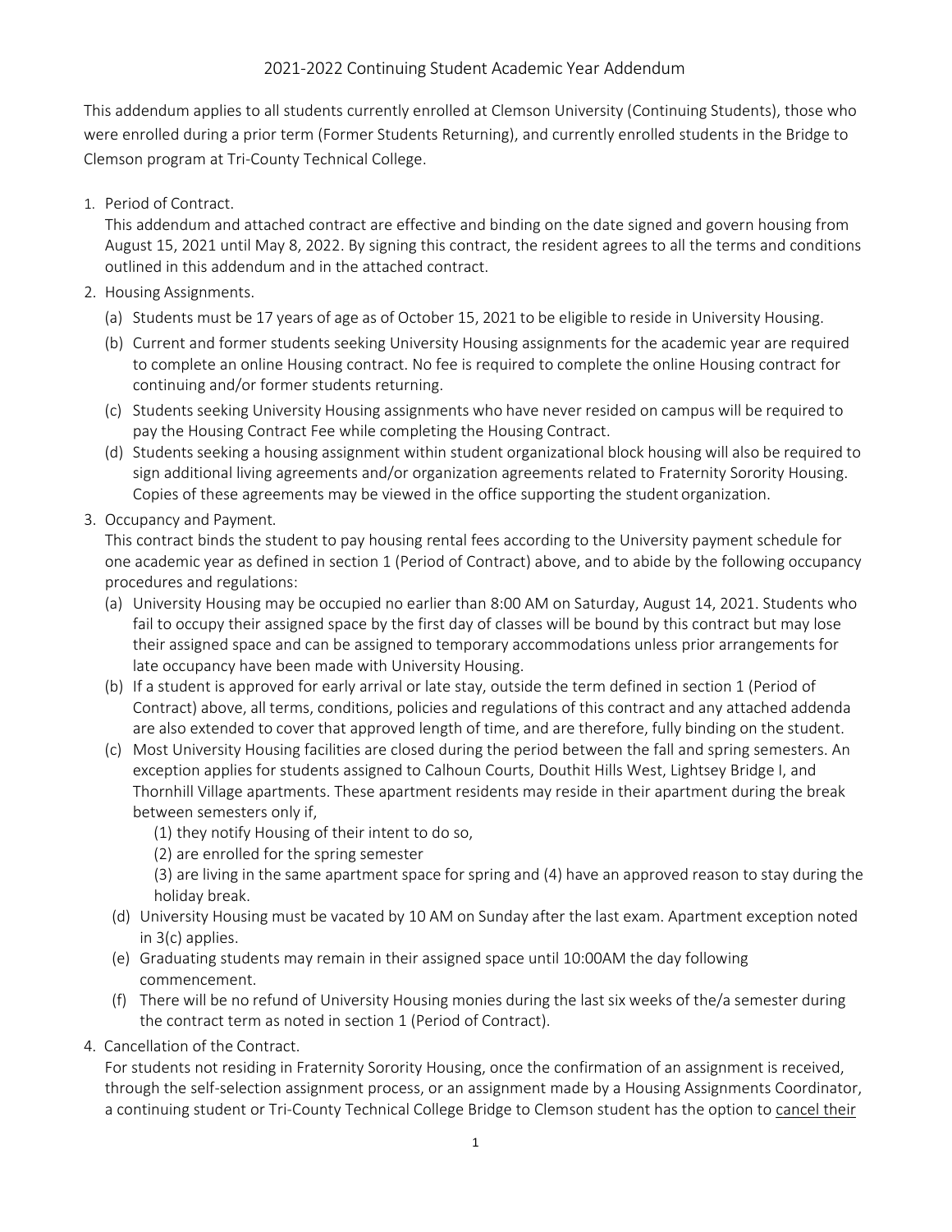# 2021-2022 Continuing Student Academic Year Addendum

This addendum applies to all students currently enrolled at Clemson University (Continuing Students), those who were enrolled during a prior term (Former Students Returning), and currently enrolled students in the Bridge to Clemson program at Tri-County Technical College.

1. Period of Contract.
   This addendum and attached contract are effective and binding on the date signed and govern housing from August 15, 2021 until May 8, 2022. By signing this contract, the resident agrees to all the terms and conditions outlined in this addendum and in the attached contract.
2. Housing Assignments.
   (a) Students must be 17 years of age as of October 15, 2021 to be eligible to reside in University Housing.
   (b) Current and former students seeking University Housing assignments for the academic year are required to complete an online Housing contract. No fee is required to complete the online Housing contract for continuing and/or former students returning.
   (c) Students seeking University Housing assignments who have never resided on campus will be required to pay the Housing Contract Fee while completing the Housing Contract.
   (d) Students seeking a housing assignment within student organizational block housing will also be required to sign additional living agreements and/or organization agreements related to Fraternity Sorority Housing. Copies of these agreements may be viewed in the office supporting the student organization.
3. Occupancy and Payment.
   This contract binds the student to pay housing rental fees according to the University payment schedule for one academic year as defined in section 1 (Period of Contract) above, and to abide by the following occupancy procedures and regulations:
   (a) University Housing may be occupied no earlier than 8:00 AM on Saturday, August 14, 2021. Students who fail to occupy their assigned space by the first day of classes will be bound by this contract but may lose their assigned space and can be assigned to temporary accommodations unless prior arrangements for late occupancy have been made with University Housing.
   (b) If a student is approved for early arrival or late stay, outside the term defined in section 1 (Period of Contract) above, all terms, conditions, policies and regulations of this contract and any attached addenda are also extended to cover that approved length of time, and are therefore, fully binding on the student.
   (c) Most University Housing facilities are closed during the period between the fall and spring semesters. An exception applies for students assigned to Calhoun Courts, Douthit Hills West, Lightsey Bridge I, and Thornhill Village apartments. These apartment residents may reside in their apartment during the break between semesters only if,
      (1) they notify Housing of their intent to do so,
      (2) are enrolled for the spring semester
      (3) are living in the same apartment space for spring and (4) have an approved reason to stay during the holiday break.
   (d) University Housing must be vacated by 10 AM on Sunday after the last exam. Apartment exception noted in 3(c) applies.
   (e) Graduating students may remain in their assigned space until 10:00AM the day following commencement.
   (f) There will be no refund of University Housing monies during the last six weeks of the/a semester during the contract term as noted in section 1 (Period of Contract).
4. Cancellation of the Contract.
   For students not residing in Fraternity Sorority Housing, once the confirmation of an assignment is received, through the self-selection assignment process, or an assignment made by a Housing Assignments Coordinator, a continuing student or Tri-County Technical College Bridge to Clemson student has the option to <u>cancel their</u>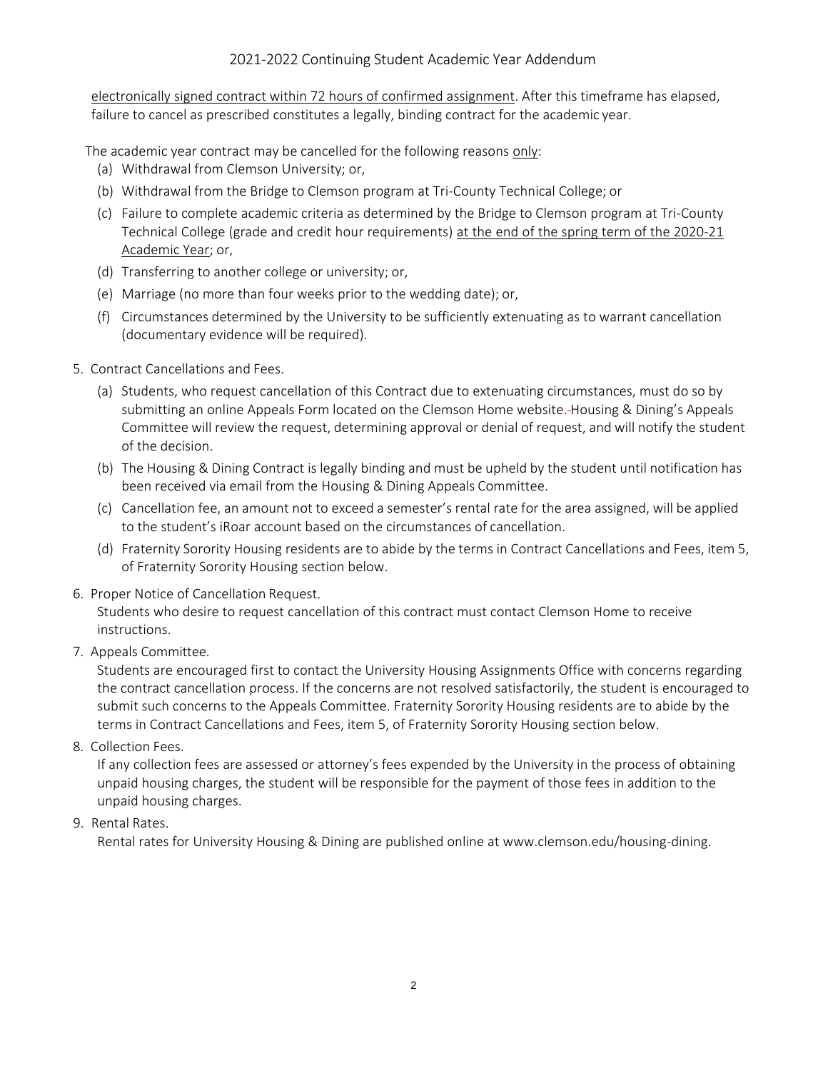electronically signed contract within 72 hours of confirmed assignment. After this timeframe has elapsed, failure to cancel as prescribed constitutes a legally, binding contract for the academic year.

The academic year contract may be cancelled for the following reasons only:

(a) Withdrawal from Clemson University; or,

(b) Withdrawal from the Bridge to Clemson program at Tri-County Technical College; or

(c) Failure to complete academic criteria as determined by the Bridge to Clemson program at Tri-County Technical College (grade and credit hour requirements) at the end of the spring term of the 2020-21 Academic Year; or,

(d) Transferring to another college or university; or,

(e) Marriage (no more than four weeks prior to the wedding date); or,

(f) Circumstances determined by the University to be sufficiently extenuating as to warrant cancellation (documentary evidence will be required).

5. Contract Cancellations and Fees.

   (a) Students, who request cancellation of this Contract due to extenuating circumstances, must do so by submitting an online Appeals Form located on the Clemson Home website. Housing & Dining's Appeals Committee will review the request, determining approval or denial of request, and will notify the student of the decision.

   (b) The Housing & Dining Contract is legally binding and must be upheld by the student until notification has been received via email from the Housing & Dining Appeals Committee.

   (c) Cancellation fee, an amount not to exceed a semester's rental rate for the area assigned, will be applied to the student's iRoar account based on the circumstances of cancellation.

   (d) Fraternity Sorority Housing residents are to abide by the terms in Contract Cancellations and Fees, item 5, of Fraternity Sorority Housing section below.

6. Proper Notice of Cancellation Request.

   Students who desire to request cancellation of this contract must contact Clemson Home to receive instructions.

7. Appeals Committee.

   Students are encouraged first to contact the University Housing Assignments Office with concerns regarding the contract cancellation process. If the concerns are not resolved satisfactorily, the student is encouraged to submit such concerns to the Appeals Committee. Fraternity Sorority Housing residents are to abide by the terms in Contract Cancellations and Fees, item 5, of Fraternity Sorority Housing section below.

8. Collection Fees.

   If any collection fees are assessed or attorney's fees expended by the University in the process of obtaining unpaid housing charges, the student will be responsible for the payment of those fees in addition to the unpaid housing charges.

9. Rental Rates.

   Rental rates for University Housing & Dining are published online at www.clemson.edu/housing-dining.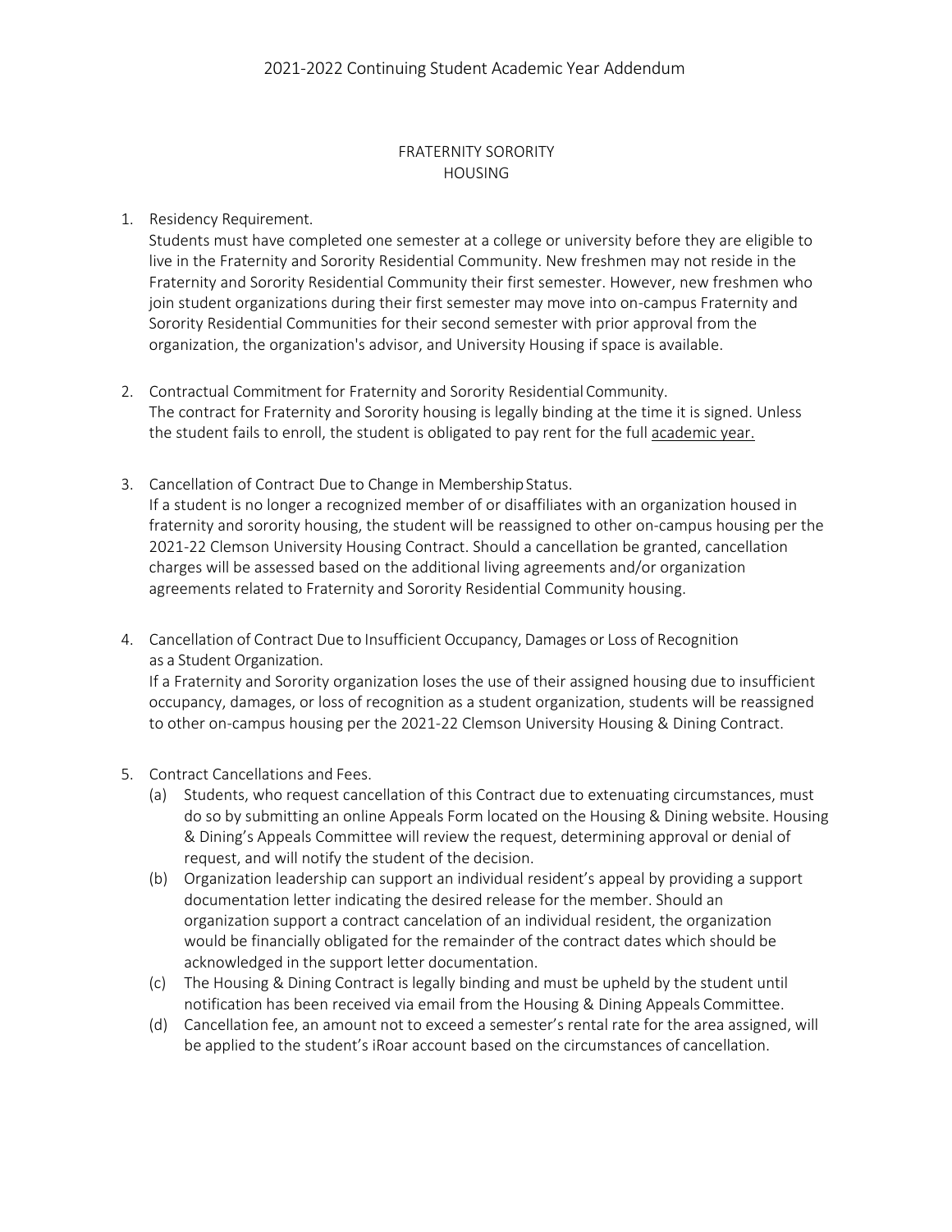# 2021-2022 Continuing Student Academic Year Addendum

## FRATERNITY SORORITY HOUSING

1. Residency Requirement.
   Students must have completed one semester at a college or university before they are eligible to live in the Fraternity and Sorority Residential Community. New freshmen may not reside in the Fraternity and Sorority Residential Community their first semester. However, new freshmen who join student organizations during their first semester may move into on-campus Fraternity and Sorority Residential Communities for their second semester with prior approval from the organization, the organization's advisor, and University Housing if space is available.

2. Contractual Commitment for Fraternity and Sorority Residential Community.
   The contract for Fraternity and Sorority housing is legally binding at the time it is signed. Unless the student fails to enroll, the student is obligated to pay rent for the full academic year.

3. Cancellation of Contract Due to Change in Membership Status.
   If a student is no longer a recognized member of or disaffiliates with an organization housed in fraternity and sorority housing, the student will be reassigned to other on-campus housing per the 2021-22 Clemson University Housing Contract. Should a cancellation be granted, cancellation charges will be assessed based on the additional living agreements and/or organization agreements related to Fraternity and Sorority Residential Community housing.

4. Cancellation of Contract Due to Insufficient Occupancy, Damages or Loss of Recognition as a Student Organization.
   If a Fraternity and Sorority organization loses the use of their assigned housing due to insufficient occupancy, damages, or loss of recognition as a student organization, students will be reassigned to other on-campus housing per the 2021-22 Clemson University Housing & Dining Contract.

5. Contract Cancellations and Fees.
   (a) Students, who request cancellation of this Contract due to extenuating circumstances, must do so by submitting an online Appeals Form located on the Housing & Dining website. Housing & Dining's Appeals Committee will review the request, determining approval or denial of request, and will notify the student of the decision.
   (b) Organization leadership can support an individual resident's appeal by providing a support documentation letter indicating the desired release for the member. Should an organization support a contract cancelation of an individual resident, the organization would be financially obligated for the remainder of the contract dates which should be acknowledged in the support letter documentation.
   (c) The Housing & Dining Contract is legally binding and must be upheld by the student until notification has been received via email from the Housing & Dining Appeals Committee.
   (d) Cancellation fee, an amount not to exceed a semester's rental rate for the area assigned, will be applied to the student's iRoar account based on the circumstances of cancellation.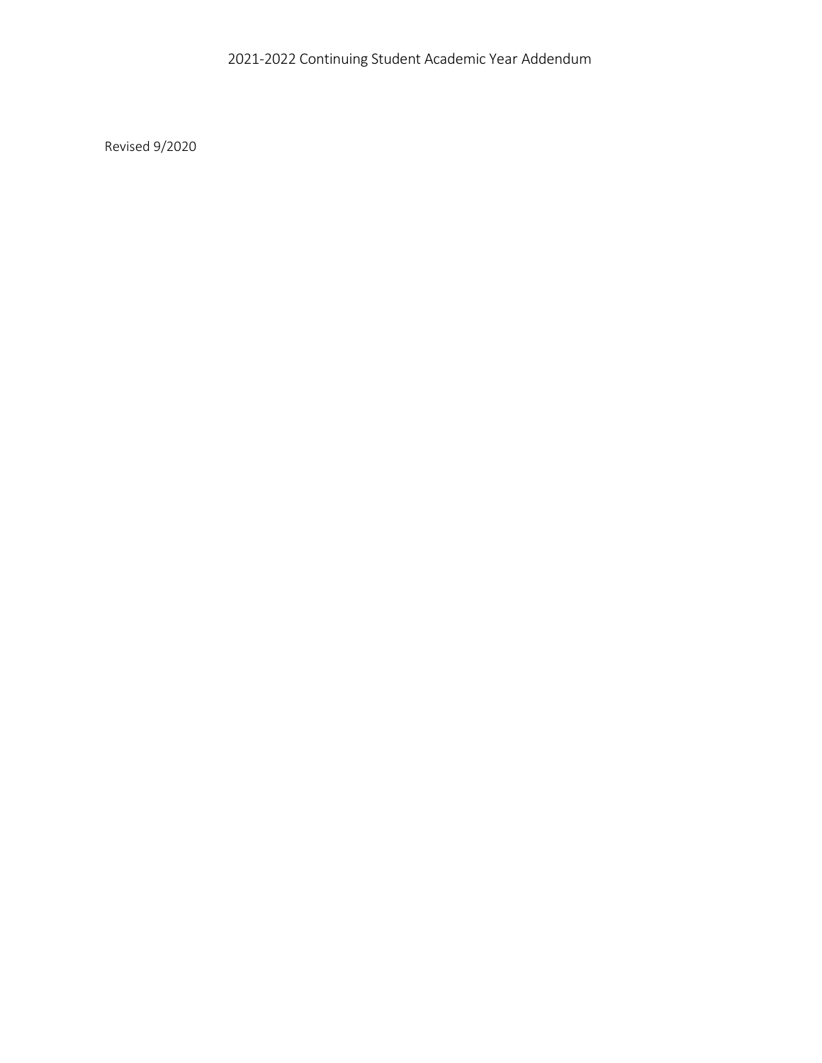Revised 9/2020